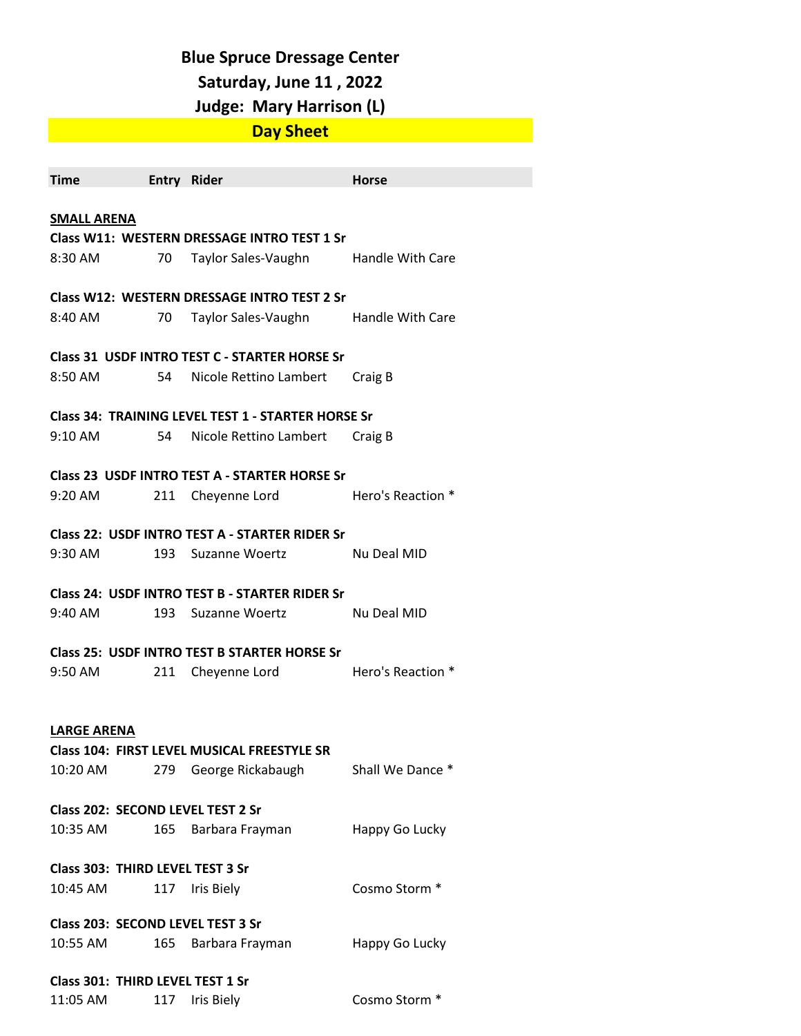# Blue Spruce Dressage Center

## Saturday, June 11 , 2022

## Judge: Mary Harrison (L)

## Day Sheet

| Time | Entry | Rider | Horse |
|---|---|---|---|
| **SMALL ARENA** | | | |
| **Class W11: WESTERN DRESSAGE INTRO TEST 1 Sr** | | | |
| 8:30 AM | 70 | Taylor Sales-Vaughn | Handle With Care |
| **Class W12: WESTERN DRESSAGE INTRO TEST 2 Sr** | | | |
| 8:40 AM | 70 | Taylor Sales-Vaughn | Handle With Care |
| **Class 31 USDF INTRO TEST C - STARTER HORSE Sr** | | | |
| 8:50 AM | 54 | Nicole Rettino Lambert | Craig B |
| **Class 34: TRAINING LEVEL TEST 1 - STARTER HORSE Sr** | | | |
| 9:10 AM | 54 | Nicole Rettino Lambert | Craig B |
| **Class 23 USDF INTRO TEST A - STARTER HORSE Sr** | | | |
| 9:20 AM | 211 | Cheyenne Lord | Hero's Reaction * |
| **Class 22: USDF INTRO TEST A - STARTER RIDER Sr** | | | |
| 9:30 AM | 193 | Suzanne Woertz | Nu Deal MID |
| **Class 24: USDF INTRO TEST B - STARTER RIDER Sr** | | | |
| 9:40 AM | 193 | Suzanne Woertz | Nu Deal MID |
| **Class 25: USDF INTRO TEST B STARTER HORSE Sr** | | | |
| 9:50 AM | 211 | Cheyenne Lord | Hero's Reaction * |
| **LARGE ARENA** | | | |
| **Class 104: FIRST LEVEL MUSICAL FREESTYLE SR** | | | |
| 10:20 AM | 279 | George Rickabaugh | Shall We Dance * |
| **Class 202: SECOND LEVEL TEST 2 Sr** | | | |
| 10:35 AM | 165 | Barbara Frayman | Happy Go Lucky |
| **Class 303: THIRD LEVEL TEST 3 Sr** | | | |
| 10:45 AM | 117 | Iris Biely | Cosmo Storm * |
| **Class 203: SECOND LEVEL TEST 3 Sr** | | | |
| 10:55 AM | 165 | Barbara Frayman | Happy Go Lucky |
| **Class 301: THIRD LEVEL TEST 1 Sr** | | | |
| 11:05 AM | 117 | Iris Biely | Cosmo Storm * |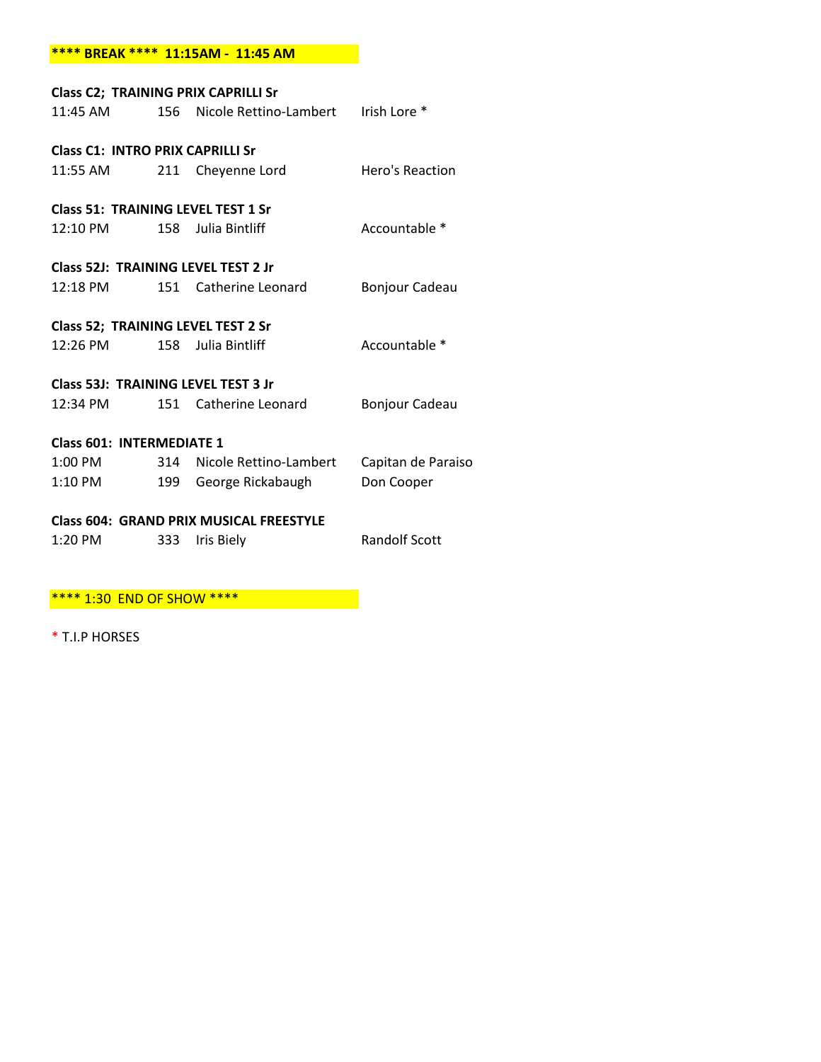**\*\*\*\* BREAK \*\*\*\*  11:15AM -  11:45 AM**

**Class C2;  TRAINING PRIX CAPRILLI Sr**

| | | | |
|---|---|---|---|
| 11:45 AM | 156 | Nicole Rettino-Lambert | Irish Lore * |

**Class C1:  INTRO PRIX CAPRILLI Sr**

| | | | |
|---|---|---|---|
| 11:55 AM | 211 | Cheyenne Lord | Hero's Reaction |

**Class 51:  TRAINING LEVEL TEST 1 Sr**

| | | | |
|---|---|---|---|
| 12:10 PM | 158 | Julia Bintliff | Accountable * |

**Class 52J:  TRAINING LEVEL TEST 2 Jr**

| | | | |
|---|---|---|---|
| 12:18 PM | 151 | Catherine Leonard | Bonjour Cadeau |

**Class 52;  TRAINING LEVEL TEST 2 Sr**

| | | | |
|---|---|---|---|
| 12:26 PM | 158 | Julia Bintliff | Accountable * |

**Class 53J:  TRAINING LEVEL TEST 3 Jr**

| | | | |
|---|---|---|---|
| 12:34 PM | 151 | Catherine Leonard | Bonjour Cadeau |

**Class 601:  INTERMEDIATE 1**

| | | | |
|---|---|---|---|
| 1:00 PM | 314 | Nicole Rettino-Lambert | Capitan de Paraiso |
| 1:10 PM | 199 | George Rickabaugh | Don Cooper |

**Class 604:  GRAND PRIX MUSICAL FREESTYLE**

| | | | |
|---|---|---|---|
| 1:20 PM | 333 | Iris Biely | Randolf Scott |

\*\*\*\* 1:30  END OF SHOW \*\*\*\*

\* T.I.P HORSES